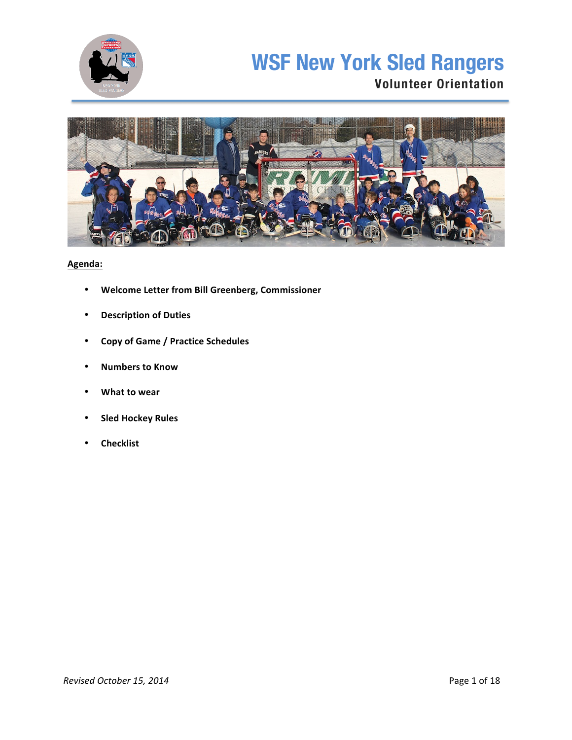# WSF New York Sled Rangers

## Volunteer Orientation

**Agenda:**

- **Welcome Letter from Bill Greenberg, Commissioner**
- **Description of Duties**
- **Copy of Game / Practice Schedules**
- **Numbers to Know**
- **What to wear**
- **Sled Hockey Rules**
- **Checklist**

*Revised October 15, 2014*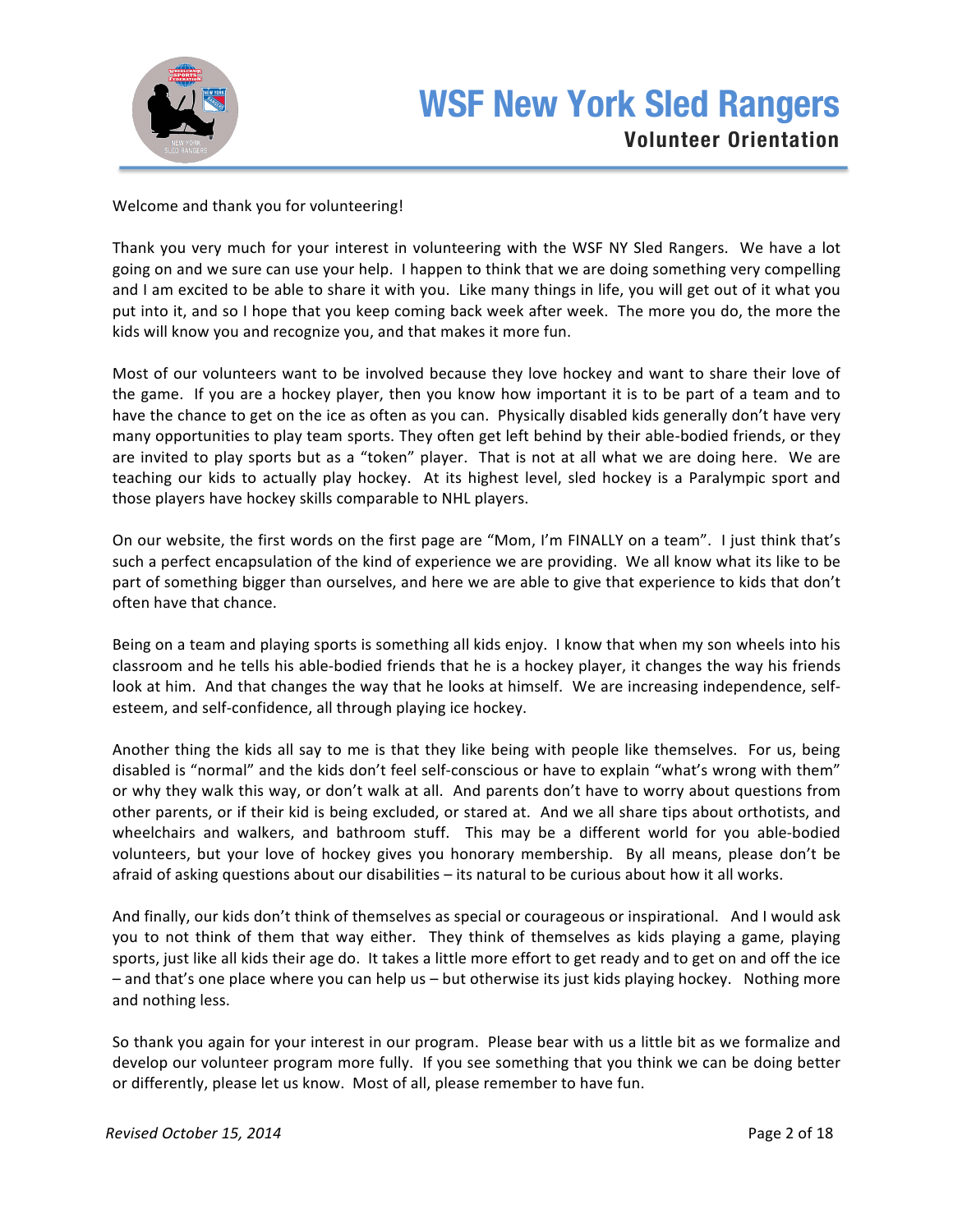# WSF New York Sled Rangers

## Volunteer Orientation

Welcome and thank you for volunteering!

Thank you very much for your interest in volunteering with the WSF NY Sled Rangers. We have a lot going on and we sure can use your help. I happen to think that we are doing something very compelling and I am excited to be able to share it with you. Like many things in life, you will get out of it what you put into it, and so I hope that you keep coming back week after week. The more you do, the more the kids will know you and recognize you, and that makes it more fun.

Most of our volunteers want to be involved because they love hockey and want to share their love of the game. If you are a hockey player, then you know how important it is to be part of a team and to have the chance to get on the ice as often as you can. Physically disabled kids generally don't have very many opportunities to play team sports. They often get left behind by their able-bodied friends, or they are invited to play sports but as a "token" player. That is not at all what we are doing here. We are teaching our kids to actually play hockey. At its highest level, sled hockey is a Paralympic sport and those players have hockey skills comparable to NHL players.

On our website, the first words on the first page are "Mom, I'm FINALLY on a team". I just think that's such a perfect encapsulation of the kind of experience we are providing. We all know what its like to be part of something bigger than ourselves, and here we are able to give that experience to kids that don't often have that chance.

Being on a team and playing sports is something all kids enjoy. I know that when my son wheels into his classroom and he tells his able-bodied friends that he is a hockey player, it changes the way his friends look at him. And that changes the way that he looks at himself. We are increasing independence, self-esteem, and self-confidence, all through playing ice hockey.

Another thing the kids all say to me is that they like being with people like themselves. For us, being disabled is "normal" and the kids don't feel self-conscious or have to explain "what's wrong with them" or why they walk this way, or don't walk at all. And parents don't have to worry about questions from other parents, or if their kid is being excluded, or stared at. And we all share tips about orthotists, and wheelchairs and walkers, and bathroom stuff. This may be a different world for you able-bodied volunteers, but your love of hockey gives you honorary membership. By all means, please don't be afraid of asking questions about our disabilities – its natural to be curious about how it all works.

And finally, our kids don't think of themselves as special or courageous or inspirational. And I would ask you to not think of them that way either. They think of themselves as kids playing a game, playing sports, just like all kids their age do. It takes a little more effort to get ready and to get on and off the ice – and that's one place where you can help us – but otherwise its just kids playing hockey. Nothing more and nothing less.

So thank you again for your interest in our program. Please bear with us a little bit as we formalize and develop our volunteer program more fully. If you see something that you think we can be doing better or differently, please let us know. Most of all, please remember to have fun.

*Revised October 15, 2014*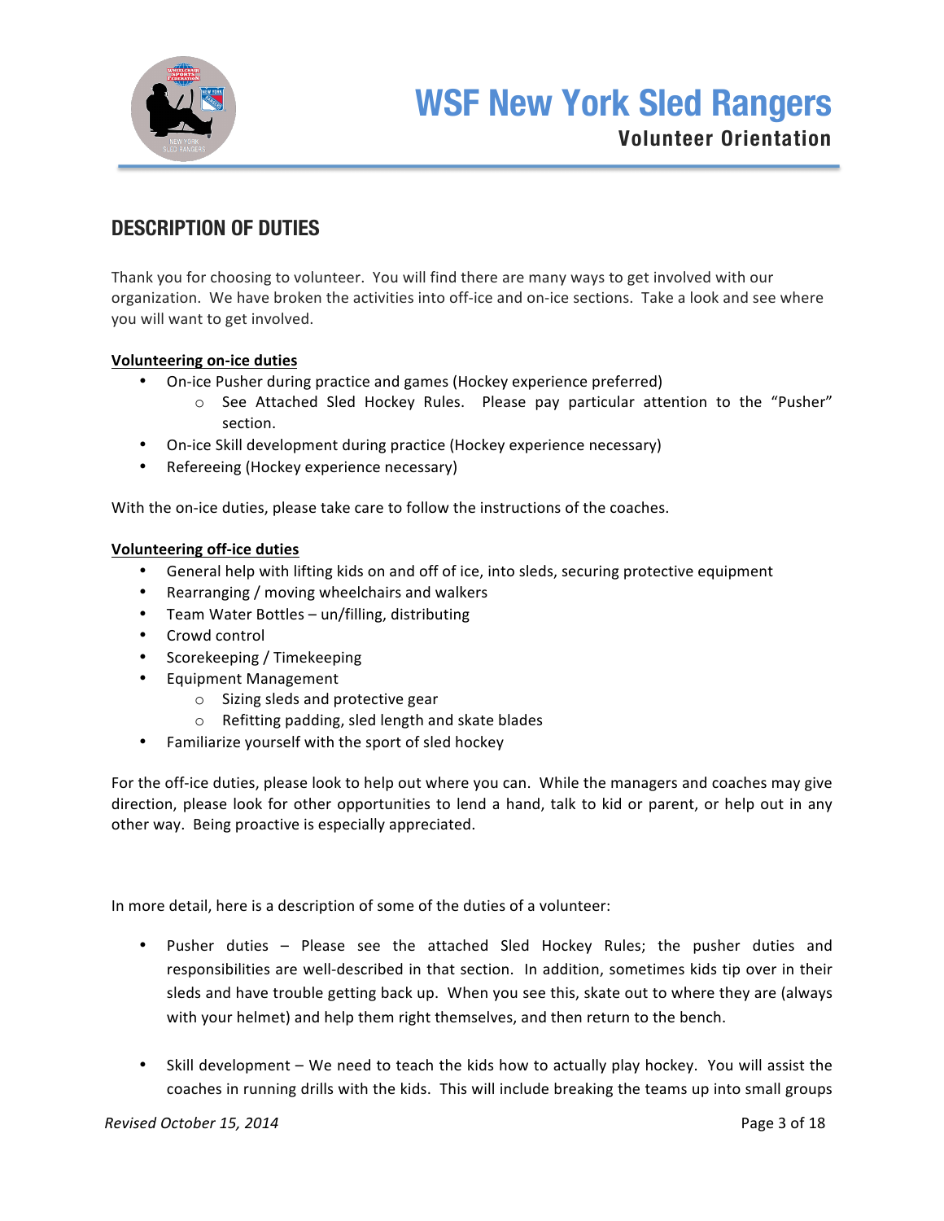## DESCRIPTION OF DUTIES

Thank you for choosing to volunteer. You will find there are many ways to get involved with our organization. We have broken the activities into off-ice and on-ice sections. Take a look and see where you will want to get involved.

**Volunteering on-ice duties**

- On-ice Pusher during practice and games (Hockey experience preferred)
  - See Attached Sled Hockey Rules. Please pay particular attention to the "Pusher" section.
- On-ice Skill development during practice (Hockey experience necessary)
- Refereeing (Hockey experience necessary)

With the on-ice duties, please take care to follow the instructions of the coaches.

**Volunteering off-ice duties**

- General help with lifting kids on and off of ice, into sleds, securing protective equipment
- Rearranging / moving wheelchairs and walkers
- Team Water Bottles – un/filling, distributing
- Crowd control
- Scorekeeping / Timekeeping
- Equipment Management
  - Sizing sleds and protective gear
  - Refitting padding, sled length and skate blades
- Familiarize yourself with the sport of sled hockey

For the off-ice duties, please look to help out where you can. While the managers and coaches may give direction, please look for other opportunities to lend a hand, talk to kid or parent, or help out in any other way. Being proactive is especially appreciated.

In more detail, here is a description of some of the duties of a volunteer:

- Pusher duties – Please see the attached Sled Hockey Rules; the pusher duties and responsibilities are well-described in that section. In addition, sometimes kids tip over in their sleds and have trouble getting back up. When you see this, skate out to where they are (always with your helmet) and help them right themselves, and then return to the bench.

- Skill development – We need to teach the kids how to actually play hockey. You will assist the coaches in running drills with the kids. This will include breaking the teams up into small groups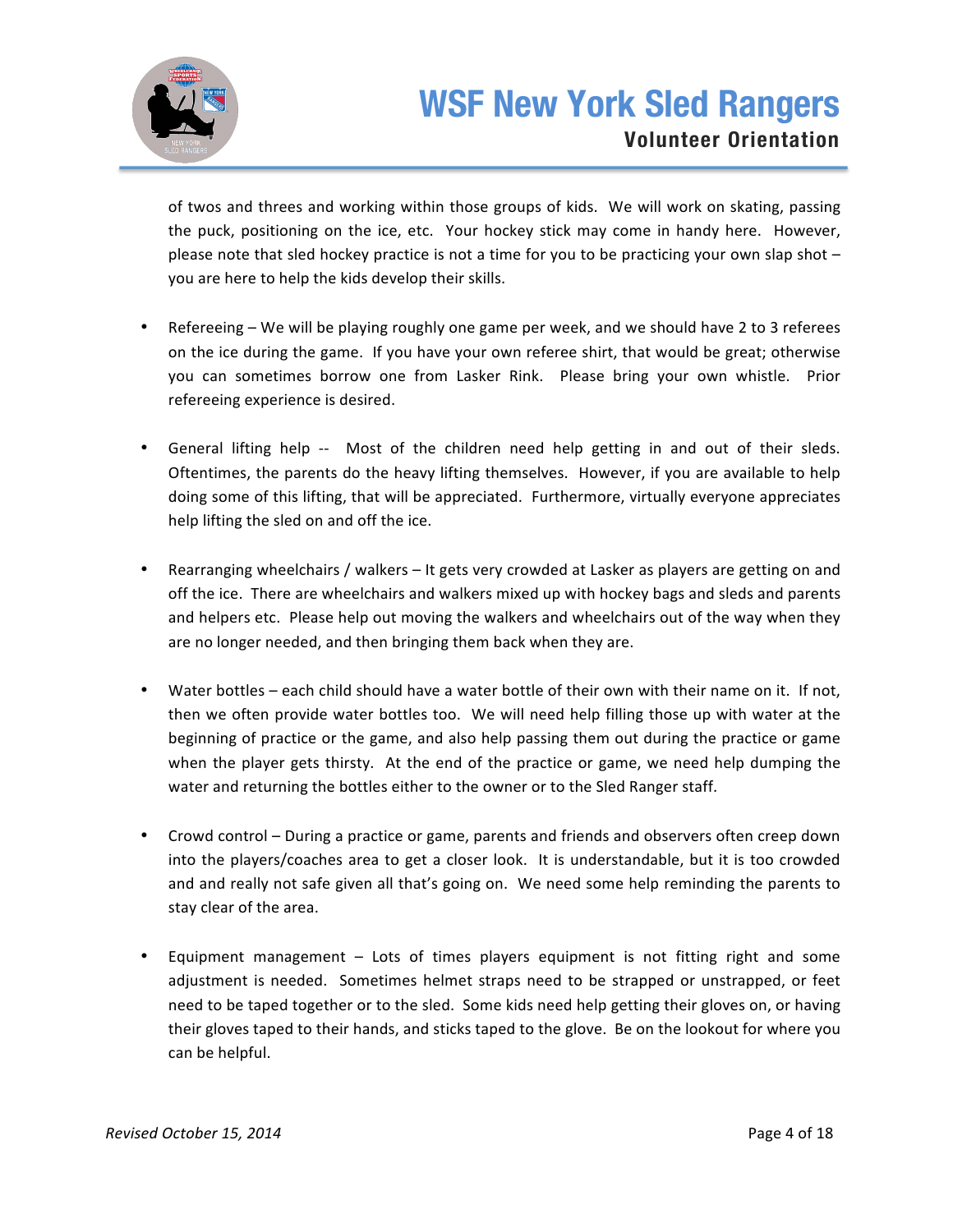of twos and threes and working within those groups of kids. We will work on skating, passing the puck, positioning on the ice, etc. Your hockey stick may come in handy here. However, please note that sled hockey practice is not a time for you to be practicing your own slap shot – you are here to help the kids develop their skills.

- Refereeing – We will be playing roughly one game per week, and we should have 2 to 3 referees on the ice during the game. If you have your own referee shirt, that would be great; otherwise you can sometimes borrow one from Lasker Rink. Please bring your own whistle. Prior refereeing experience is desired.

- General lifting help -- Most of the children need help getting in and out of their sleds. Oftentimes, the parents do the heavy lifting themselves. However, if you are available to help doing some of this lifting, that will be appreciated. Furthermore, virtually everyone appreciates help lifting the sled on and off the ice.

- Rearranging wheelchairs / walkers – It gets very crowded at Lasker as players are getting on and off the ice. There are wheelchairs and walkers mixed up with hockey bags and sleds and parents and helpers etc. Please help out moving the walkers and wheelchairs out of the way when they are no longer needed, and then bringing them back when they are.

- Water bottles – each child should have a water bottle of their own with their name on it. If not, then we often provide water bottles too. We will need help filling those up with water at the beginning of practice or the game, and also help passing them out during the practice or game when the player gets thirsty. At the end of the practice or game, we need help dumping the water and returning the bottles either to the owner or to the Sled Ranger staff.

- Crowd control – During a practice or game, parents and friends and observers often creep down into the players/coaches area to get a closer look. It is understandable, but it is too crowded and and really not safe given all that's going on. We need some help reminding the parents to stay clear of the area.

- Equipment management – Lots of times players equipment is not fitting right and some adjustment is needed. Sometimes helmet straps need to be strapped or unstrapped, or feet need to be taped together or to the sled. Some kids need help getting their gloves on, or having their gloves taped to their hands, and sticks taped to the glove. Be on the lookout for where you can be helpful.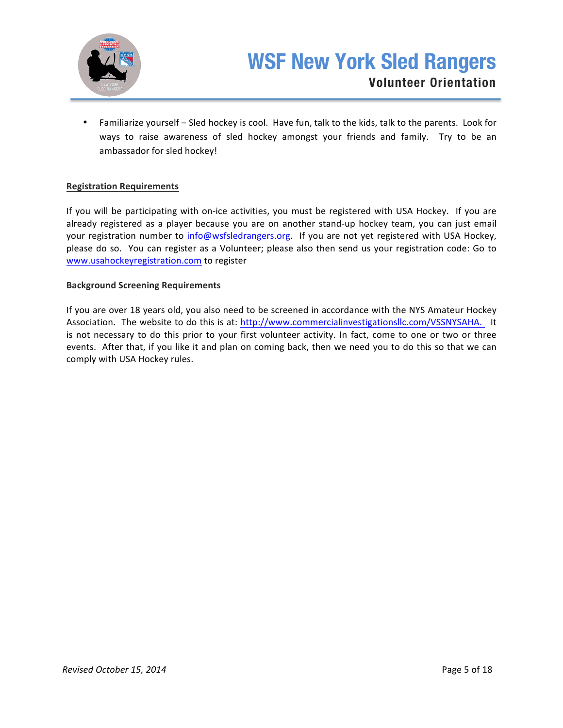- Familiarize yourself – Sled hockey is cool. Have fun, talk to the kids, talk to the parents. Look for ways to raise awareness of sled hockey amongst your friends and family. Try to be an ambassador for sled hockey!

**Registration Requirements**

If you will be participating with on-ice activities, you must be registered with USA Hockey. If you are already registered as a player because you are on another stand-up hockey team, you can just email your registration number to info@wsfsledrangers.org. If you are not yet registered with USA Hockey, please do so. You can register as a Volunteer; please also then send us your registration code: Go to www.usahockeyregistration.com to register

**Background Screening Requirements**

If you are over 18 years old, you also need to be screened in accordance with the NYS Amateur Hockey Association. The website to do this is at: http://www.commercialinvestigationsllc.com/VSSNYSAHA. It is not necessary to do this prior to your first volunteer activity. In fact, come to one or two or three events. After that, if you like it and plan on coming back, then we need you to do this so that we can comply with USA Hockey rules.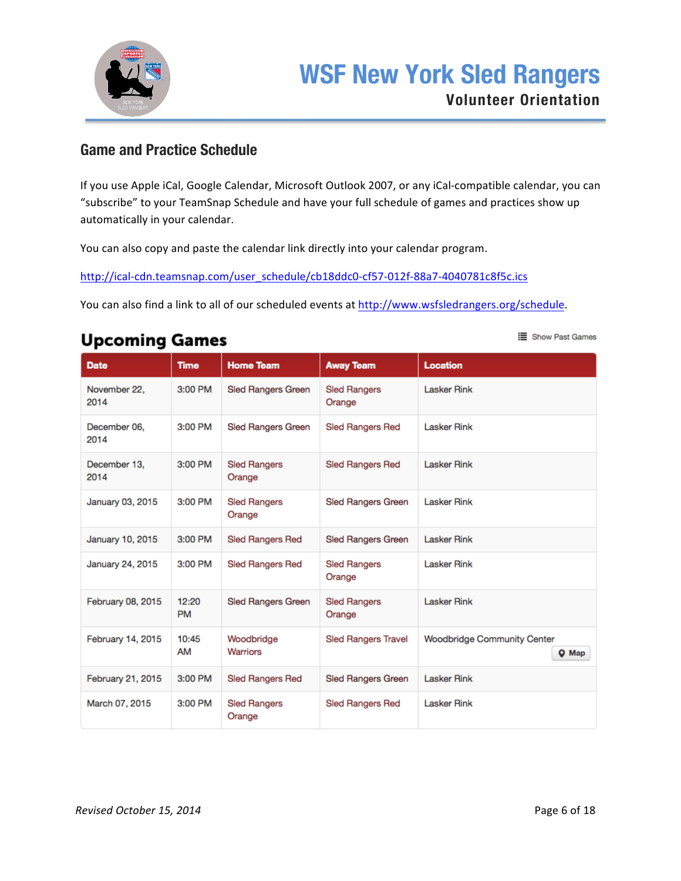## Game and Practice Schedule

If you use Apple iCal, Google Calendar, Microsoft Outlook 2007, or any iCal-compatible calendar, you can "subscribe" to your TeamSnap Schedule and have your full schedule of games and practices show up automatically in your calendar.

You can also copy and paste the calendar link directly into your calendar program.

http://ical-cdn.teamsnap.com/user_schedule/cb18ddc0-cf57-012f-88a7-4040781c8f5c.ics

You can also find a link to all of our scheduled events at http://www.wsfsledrangers.org/schedule.

## Upcoming Games

Show Past Games

| Date | Time | Home Team | Away Team | Location |
|---|---|---|---|---|
| November 22, 2014 | 3:00 PM | Sled Rangers Green | Sled Rangers Orange | Lasker Rink |
| December 06, 2014 | 3:00 PM | Sled Rangers Green | Sled Rangers Red | Lasker Rink |
| December 13, 2014 | 3:00 PM | Sled Rangers Orange | Sled Rangers Red | Lasker Rink |
| January 03, 2015 | 3:00 PM | Sled Rangers Orange | Sled Rangers Green | Lasker Rink |
| January 10, 2015 | 3:00 PM | Sled Rangers Red | Sled Rangers Green | Lasker Rink |
| January 24, 2015 | 3:00 PM | Sled Rangers Red | Sled Rangers Orange | Lasker Rink |
| February 08, 2015 | 12:20 PM | Sled Rangers Green | Sled Rangers Orange | Lasker Rink |
| February 14, 2015 | 10:45 AM | Woodbridge Warriors | Sled Rangers Travel | Woodbridge Community Center (Map) |
| February 21, 2015 | 3:00 PM | Sled Rangers Red | Sled Rangers Green | Lasker Rink |
| March 07, 2015 | 3:00 PM | Sled Rangers Orange | Sled Rangers Red | Lasker Rink |

*Revised October 15, 2014*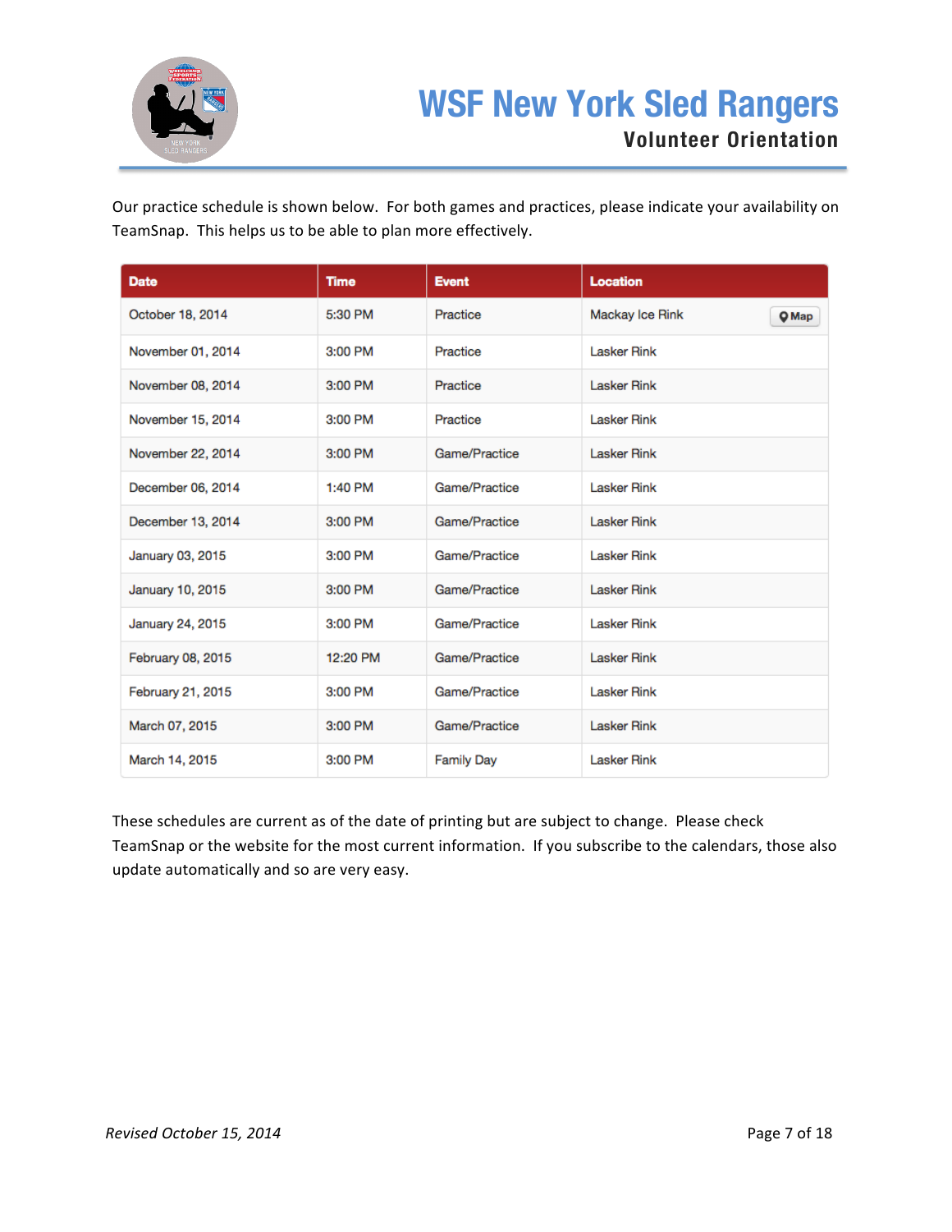# WSF New York Sled Rangers

## Volunteer Orientation

Our practice schedule is shown below. For both games and practices, please indicate your availability on TeamSnap. This helps us to be able to plan more effectively.

| Date | Time | Event | Location |
|---|---|---|---|
| October 18, 2014 | 5:30 PM | Practice | Mackay Ice Rink Map |
| November 01, 2014 | 3:00 PM | Practice | Lasker Rink |
| November 08, 2014 | 3:00 PM | Practice | Lasker Rink |
| November 15, 2014 | 3:00 PM | Practice | Lasker Rink |
| November 22, 2014 | 3:00 PM | Game/Practice | Lasker Rink |
| December 06, 2014 | 1:40 PM | Game/Practice | Lasker Rink |
| December 13, 2014 | 3:00 PM | Game/Practice | Lasker Rink |
| January 03, 2015 | 3:00 PM | Game/Practice | Lasker Rink |
| January 10, 2015 | 3:00 PM | Game/Practice | Lasker Rink |
| January 24, 2015 | 3:00 PM | Game/Practice | Lasker Rink |
| February 08, 2015 | 12:20 PM | Game/Practice | Lasker Rink |
| February 21, 2015 | 3:00 PM | Game/Practice | Lasker Rink |
| March 07, 2015 | 3:00 PM | Game/Practice | Lasker Rink |
| March 14, 2015 | 3:00 PM | Family Day | Lasker Rink |

These schedules are current as of the date of printing but are subject to change. Please check TeamSnap or the website for the most current information. If you subscribe to the calendars, those also update automatically and so are very easy.

*Revised October 15, 2014*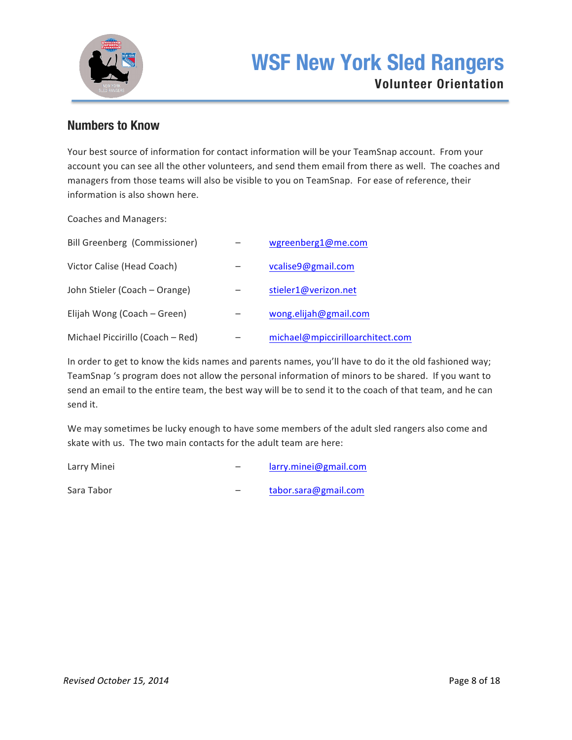## Numbers to Know

Your best source of information for contact information will be your TeamSnap account. From your account you can see all the other volunteers, and send them email from there as well. The coaches and managers from those teams will also be visible to you on TeamSnap. For ease of reference, their information is also shown here.

Coaches and Managers:

Bill Greenberg (Commissioner) – wgreenberg1@me.com

Victor Calise (Head Coach) – vcalise9@gmail.com

John Stieler (Coach – Orange) – stieler1@verizon.net

Elijah Wong (Coach – Green) – wong.elijah@gmail.com

Michael Piccirillo (Coach – Red) – michael@mpiccirilloarchitect.com

In order to get to know the kids names and parents names, you'll have to do it the old fashioned way; TeamSnap 's program does not allow the personal information of minors to be shared. If you want to send an email to the entire team, the best way will be to send it to the coach of that team, and he can send it.

We may sometimes be lucky enough to have some members of the adult sled rangers also come and skate with us. The two main contacts for the adult team are here:

Larry Minei – larry.minei@gmail.com

Sara Tabor – tabor.sara@gmail.com

*Revised October 15, 2014*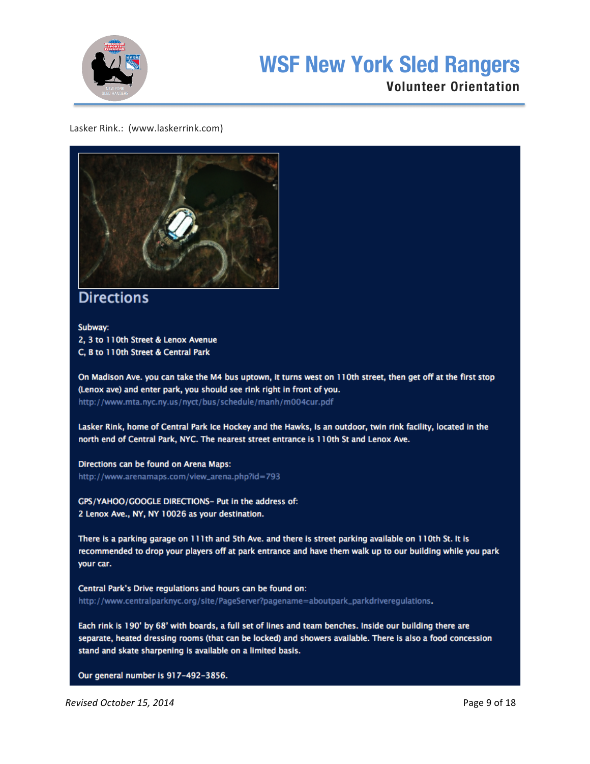Lasker Rink.: (www.laskerrink.com)

## Directions

Subway:
2, 3 to 110th Street & Lenox Avenue
C, B to 110th Street & Central Park

On Madison Ave. you can take the M4 bus uptown, it turns west on 110th street, then get off at the first stop (Lenox ave) and enter park, you should see rink right in front of you.
http://www.mta.nyc.ny.us/nyct/bus/schedule/manh/m004cur.pdf

Lasker Rink, home of Central Park Ice Hockey and the Hawks, is an outdoor, twin rink facility, located in the north end of Central Park, NYC. The nearest street entrance is 110th St and Lenox Ave.

Directions can be found on Arena Maps:
http://www.arenamaps.com/view_arena.php?id=793

GPS/YAHOO/GOOGLE DIRECTIONS- Put in the address of:
2 Lenox Ave., NY, NY 10026 as your destination.

There is a parking garage on 111th and 5th Ave. and there is street parking available on 110th St. It is recommended to drop your players off at park entrance and have them walk up to our building while you park your car.

Central Park's Drive regulations and hours can be found on:
http://www.centralparknyc.org/site/PageServer?pagename=aboutpark_parkdriveregulations.

Each rink is 190' by 68' with boards, a full set of lines and team benches. Inside our building there are separate, heated dressing rooms (that can be locked) and showers available. There is also a food concession stand and skate sharpening is available on a limited basis.

Our general number is 917-492-3856.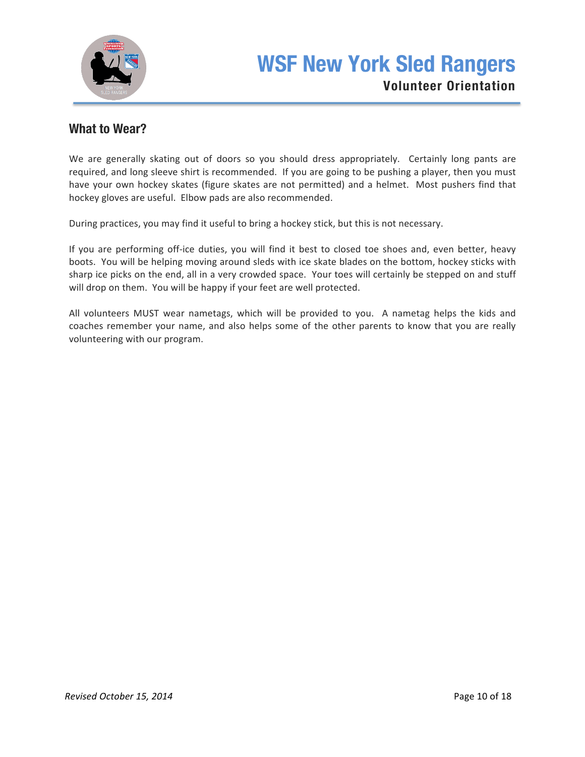## What to Wear?

We are generally skating out of doors so you should dress appropriately. Certainly long pants are required, and long sleeve shirt is recommended. If you are going to be pushing a player, then you must have your own hockey skates (figure skates are not permitted) and a helmet. Most pushers find that hockey gloves are useful. Elbow pads are also recommended.

During practices, you may find it useful to bring a hockey stick, but this is not necessary.

If you are performing off-ice duties, you will find it best to closed toe shoes and, even better, heavy boots. You will be helping moving around sleds with ice skate blades on the bottom, hockey sticks with sharp ice picks on the end, all in a very crowded space. Your toes will certainly be stepped on and stuff will drop on them. You will be happy if your feet are well protected.

All volunteers MUST wear nametags, which will be provided to you. A nametag helps the kids and coaches remember your name, and also helps some of the other parents to know that you are really volunteering with our program.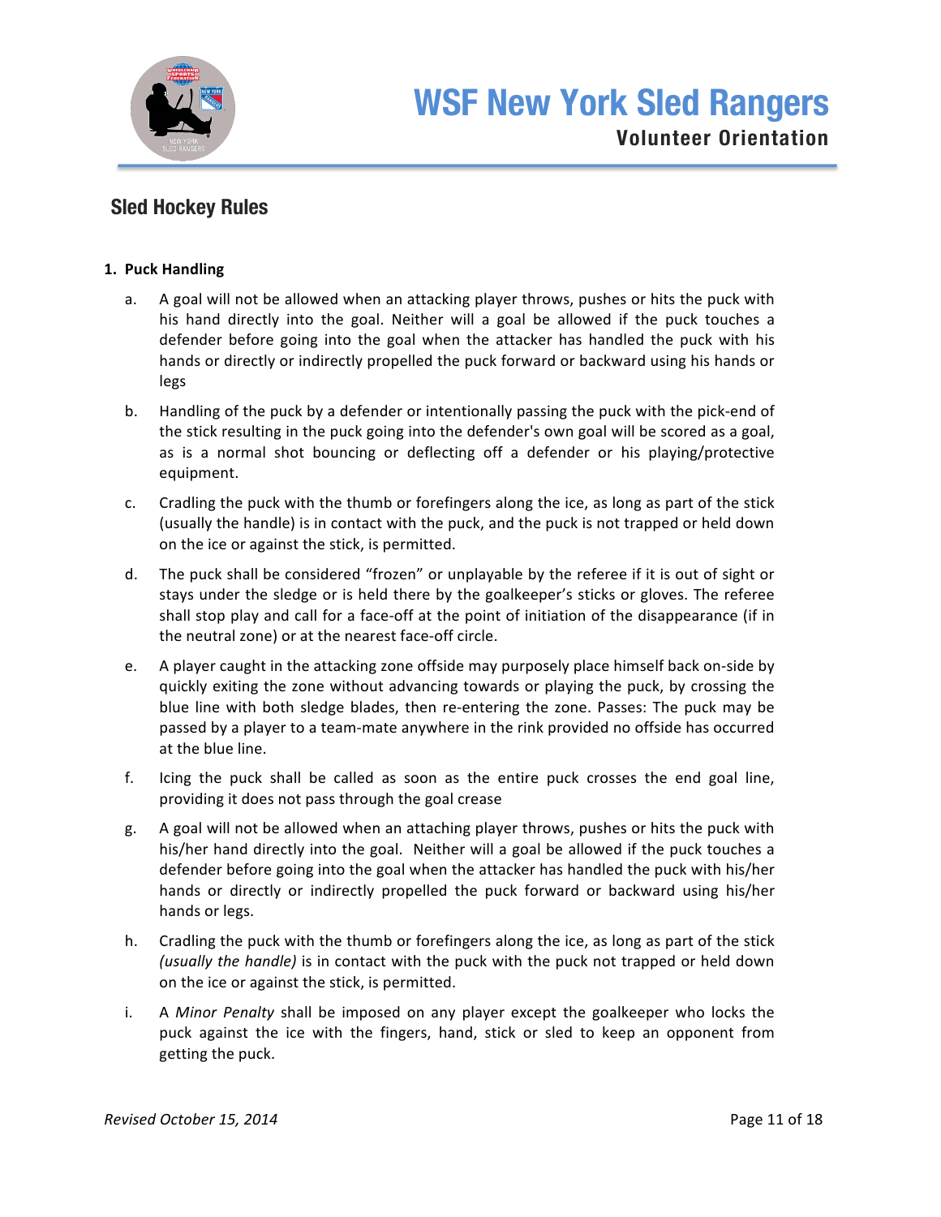## Sled Hockey Rules

1. **Puck Handling**

   a. A goal will not be allowed when an attacking player throws, pushes or hits the puck with his hand directly into the goal. Neither will a goal be allowed if the puck touches a defender before going into the goal when the attacker has handled the puck with his hands or directly or indirectly propelled the puck forward or backward using his hands or legs

   b. Handling of the puck by a defender or intentionally passing the puck with the pick-end of the stick resulting in the puck going into the defender's own goal will be scored as a goal, as is a normal shot bouncing or deflecting off a defender or his playing/protective equipment.

   c. Cradling the puck with the thumb or forefingers along the ice, as long as part of the stick (usually the handle) is in contact with the puck, and the puck is not trapped or held down on the ice or against the stick, is permitted.

   d. The puck shall be considered "frozen" or unplayable by the referee if it is out of sight or stays under the sledge or is held there by the goalkeeper's sticks or gloves. The referee shall stop play and call for a face-off at the point of initiation of the disappearance (if in the neutral zone) or at the nearest face-off circle.

   e. A player caught in the attacking zone offside may purposely place himself back on-side by quickly exiting the zone without advancing towards or playing the puck, by crossing the blue line with both sledge blades, then re-entering the zone. Passes: The puck may be passed by a player to a team-mate anywhere in the rink provided no offside has occurred at the blue line.

   f. Icing the puck shall be called as soon as the entire puck crosses the end goal line, providing it does not pass through the goal crease

   g. A goal will not be allowed when an attaching player throws, pushes or hits the puck with his/her hand directly into the goal. Neither will a goal be allowed if the puck touches a defender before going into the goal when the attacker has handled the puck with his/her hands or directly or indirectly propelled the puck forward or backward using his/her hands or legs.

   h. Cradling the puck with the thumb or forefingers along the ice, as long as part of the stick *(usually the handle)* is in contact with the puck with the puck not trapped or held down on the ice or against the stick, is permitted.

   i. A *Minor Penalty* shall be imposed on any player except the goalkeeper who locks the puck against the ice with the fingers, hand, stick or sled to keep an opponent from getting the puck.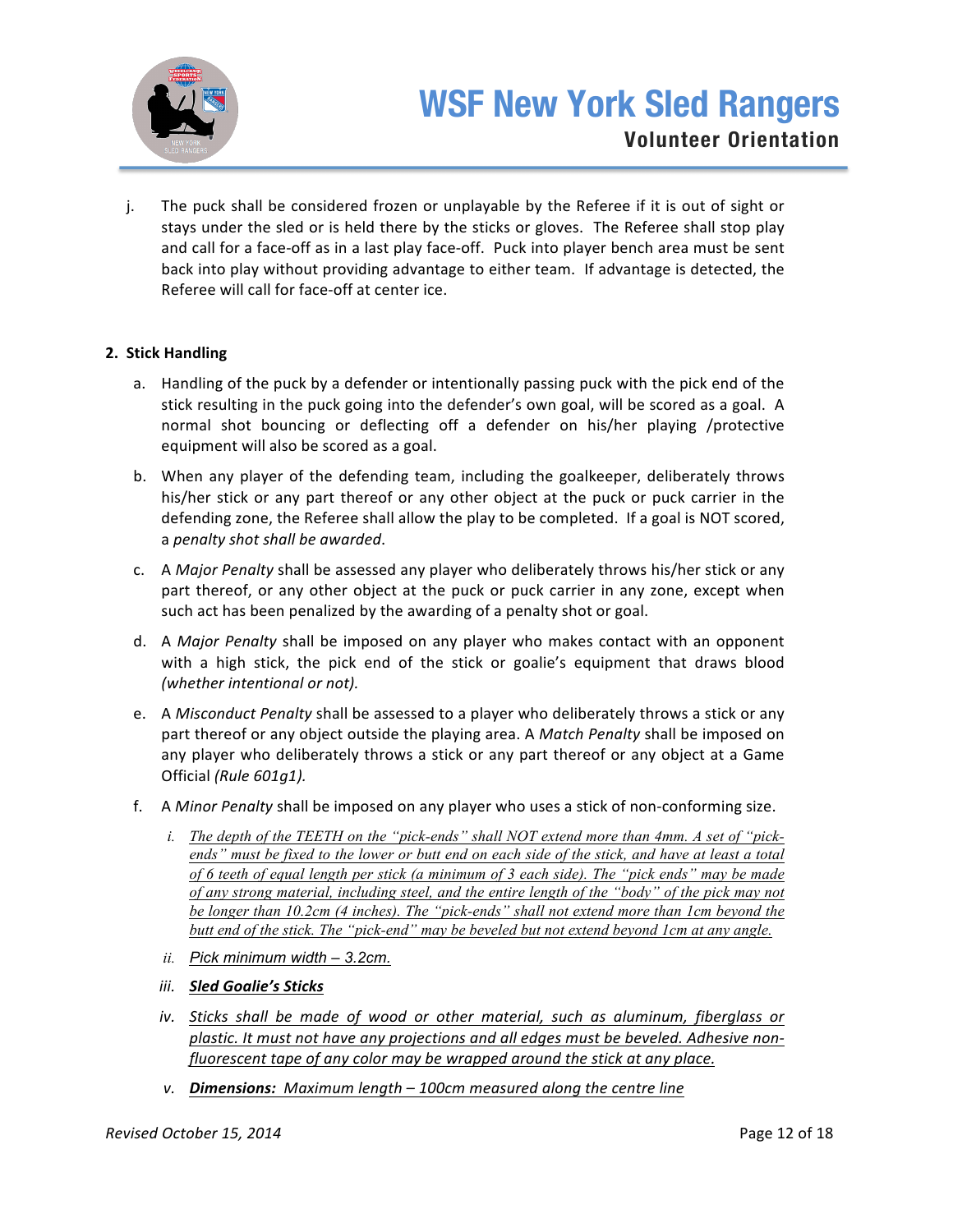j. The puck shall be considered frozen or unplayable by the Referee if it is out of sight or stays under the sled or is held there by the sticks or gloves. The Referee shall stop play and call for a face-off as in a last play face-off. Puck into player bench area must be sent back into play without providing advantage to either team. If advantage is detected, the Referee will call for face-off at center ice.

**2. Stick Handling**

a. Handling of the puck by a defender or intentionally passing puck with the pick end of the stick resulting in the puck going into the defender's own goal, will be scored as a goal. A normal shot bouncing or deflecting off a defender on his/her playing /protective equipment will also be scored as a goal.

b. When any player of the defending team, including the goalkeeper, deliberately throws his/her stick or any part thereof or any other object at the puck or puck carrier in the defending zone, the Referee shall allow the play to be completed. If a goal is NOT scored, a *penalty shot shall be awarded*.

c. A *Major Penalty* shall be assessed any player who deliberately throws his/her stick or any part thereof, or any other object at the puck or puck carrier in any zone, except when such act has been penalized by the awarding of a penalty shot or goal.

d. A *Major Penalty* shall be imposed on any player who makes contact with an opponent with a high stick, the pick end of the stick or goalie's equipment that draws blood *(whether intentional or not).*

e. A *Misconduct Penalty* shall be assessed to a player who deliberately throws a stick or any part thereof or any object outside the playing area. A *Match Penalty* shall be imposed on any player who deliberately throws a stick or any part thereof or any object at a Game Official *(Rule 601g1).*

f. A *Minor Penalty* shall be imposed on any player who uses a stick of non-conforming size.

   i. *The depth of the TEETH on the "pick-ends" shall NOT extend more than 4mm. A set of "pick-ends" must be fixed to the lower or butt end on each side of the stick, and have at least a total of 6 teeth of equal length per stick (a minimum of 3 each side). The "pick ends" may be made of any strong material, including steel, and the entire length of the "body" of the pick may not be longer than 10.2cm (4 inches). The "pick-ends" shall not extend more than 1cm beyond the butt end of the stick. The "pick-end" may be beveled but not extend beyond 1cm at any angle.*

   ii. *Pick minimum width – 3.2cm.*

   iii. ***Sled Goalie's Sticks***

   iv. *Sticks shall be made of wood or other material, such as aluminum, fiberglass or plastic. It must not have any projections and all edges must be beveled. Adhesive non-fluorescent tape of any color may be wrapped around the stick at any place.*

   v. ***Dimensions:*** *Maximum length – 100cm measured along the centre line*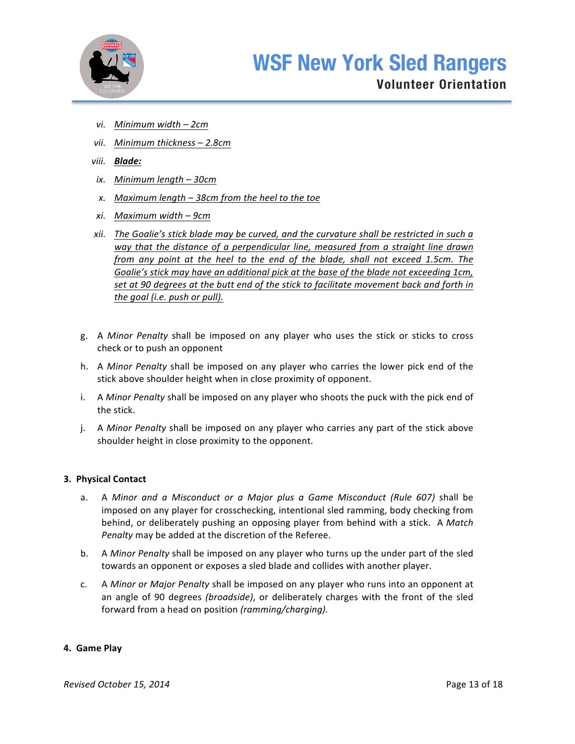vi. *Minimum width – 2cm*

vii. *Minimum thickness – 2.8cm*

viii. ***Blade:***

ix. *Minimum length – 30cm*

x. *Maximum length – 38cm from the heel to the toe*

xi. *Maximum width – 9cm*

xii. *The Goalie's stick blade may be curved, and the curvature shall be restricted in such a way that the distance of a perpendicular line, measured from a straight line drawn from any point at the heel to the end of the blade, shall not exceed 1.5cm. The Goalie's stick may have an additional pick at the base of the blade not exceeding 1cm, set at 90 degrees at the butt end of the stick to facilitate movement back and forth in the goal (i.e. push or pull).*

g. A *Minor Penalty* shall be imposed on any player who uses the stick or sticks to cross check or to push an opponent

h. A *Minor Penalty* shall be imposed on any player who carries the lower pick end of the stick above shoulder height when in close proximity of opponent.

i. A *Minor Penalty* shall be imposed on any player who shoots the puck with the pick end of the stick.

j. A *Minor Penalty* shall be imposed on any player who carries any part of the stick above shoulder height in close proximity to the opponent.

**3. Physical Contact**

a. A *Minor and a Misconduct or a Major plus a Game Misconduct (Rule 607)* shall be imposed on any player for crosschecking, intentional sled ramming, body checking from behind, or deliberately pushing an opposing player from behind with a stick. A *Match Penalty* may be added at the discretion of the Referee.

b. A *Minor Penalty* shall be imposed on any player who turns up the under part of the sled towards an opponent or exposes a sled blade and collides with another player.

c. A *Minor or Major Penalty* shall be imposed on any player who runs into an opponent at an angle of 90 degrees *(broadside)*, or deliberately charges with the front of the sled forward from a head on position *(ramming/charging).*

**4. Game Play**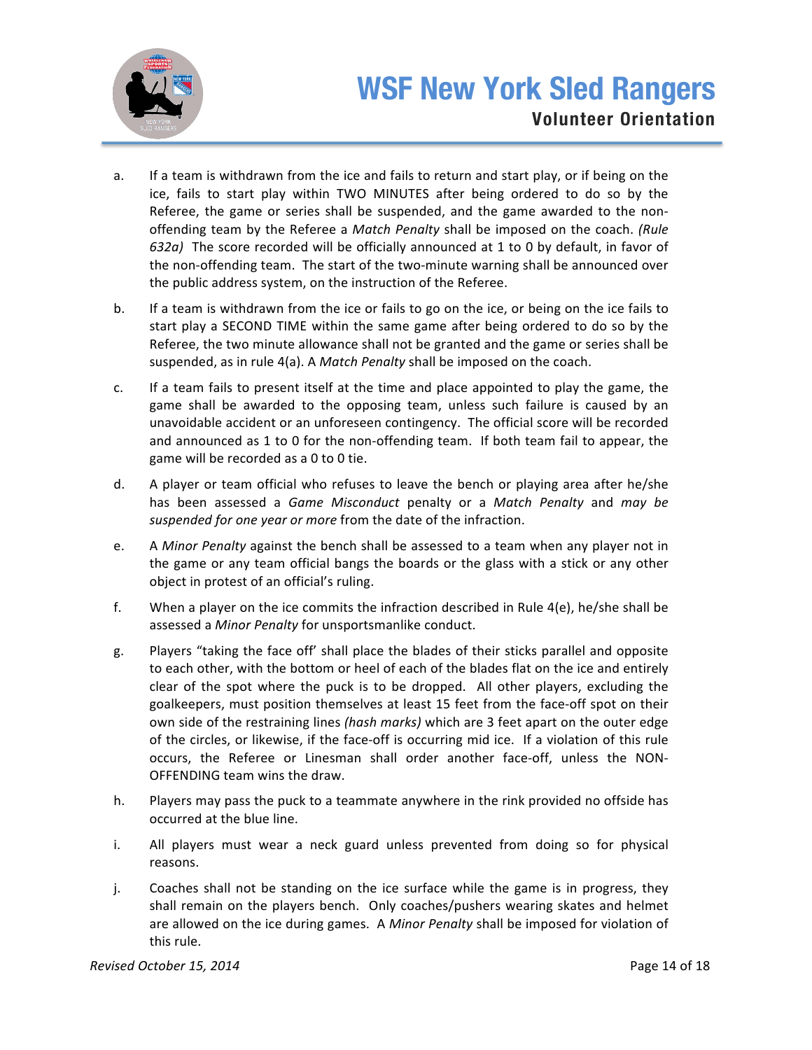a. If a team is withdrawn from the ice and fails to return and start play, or if being on the ice, fails to start play within TWO MINUTES after being ordered to do so by the Referee, the game or series shall be suspended, and the game awarded to the non-offending team by the Referee a *Match Penalty* shall be imposed on the coach. *(Rule 632a)* The score recorded will be officially announced at 1 to 0 by default, in favor of the non-offending team. The start of the two-minute warning shall be announced over the public address system, on the instruction of the Referee.

b. If a team is withdrawn from the ice or fails to go on the ice, or being on the ice fails to start play a SECOND TIME within the same game after being ordered to do so by the Referee, the two minute allowance shall not be granted and the game or series shall be suspended, as in rule 4(a). A *Match Penalty* shall be imposed on the coach.

c. If a team fails to present itself at the time and place appointed to play the game, the game shall be awarded to the opposing team, unless such failure is caused by an unavoidable accident or an unforeseen contingency. The official score will be recorded and announced as 1 to 0 for the non-offending team. If both team fail to appear, the game will be recorded as a 0 to 0 tie.

d. A player or team official who refuses to leave the bench or playing area after he/she has been assessed a *Game Misconduct* penalty or a *Match Penalty* and *may be suspended for one year or more* from the date of the infraction.

e. A *Minor Penalty* against the bench shall be assessed to a team when any player not in the game or any team official bangs the boards or the glass with a stick or any other object in protest of an official's ruling.

f. When a player on the ice commits the infraction described in Rule 4(e), he/she shall be assessed a *Minor Penalty* for unsportsmanlike conduct.

g. Players "taking the face off' shall place the blades of their sticks parallel and opposite to each other, with the bottom or heel of each of the blades flat on the ice and entirely clear of the spot where the puck is to be dropped. All other players, excluding the goalkeepers, must position themselves at least 15 feet from the face-off spot on their own side of the restraining lines *(hash marks)* which are 3 feet apart on the outer edge of the circles, or likewise, if the face-off is occurring mid ice. If a violation of this rule occurs, the Referee or Linesman shall order another face-off, unless the NON-OFFENDING team wins the draw.

h. Players may pass the puck to a teammate anywhere in the rink provided no offside has occurred at the blue line.

i. All players must wear a neck guard unless prevented from doing so for physical reasons.

j. Coaches shall not be standing on the ice surface while the game is in progress, they shall remain on the players bench. Only coaches/pushers wearing skates and helmet are allowed on the ice during games. A *Minor Penalty* shall be imposed for violation of this rule.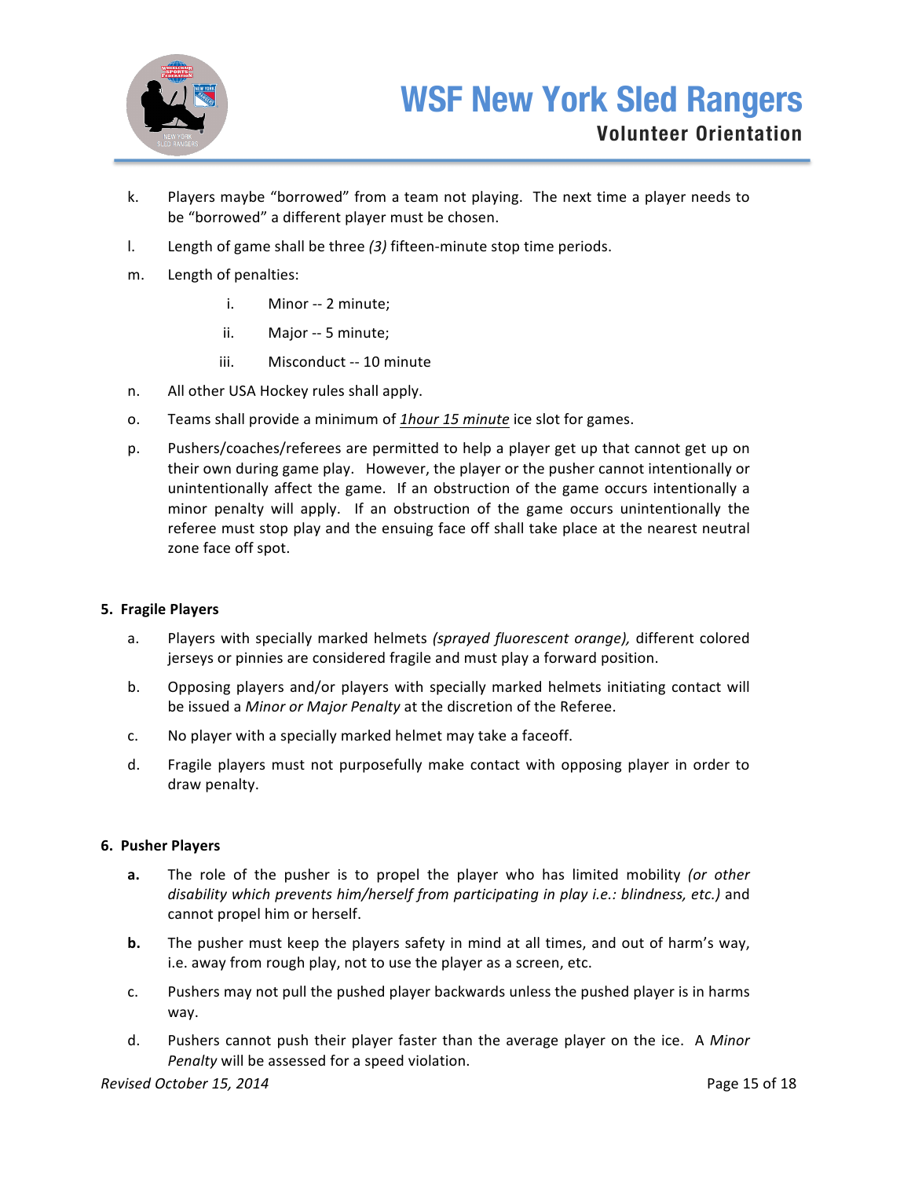k. Players maybe "borrowed" from a team not playing. The next time a player needs to be "borrowed" a different player must be chosen.

l. Length of game shall be three *(3)* fifteen-minute stop time periods.

m. Length of penalties:

  i. Minor -- 2 minute;

  ii. Major -- 5 minute;

  iii. Misconduct -- 10 minute

n. All other USA Hockey rules shall apply.

o. Teams shall provide a minimum of *1hour 15 minute* ice slot for games.

p. Pushers/coaches/referees are permitted to help a player get up that cannot get up on their own during game play. However, the player or the pusher cannot intentionally or unintentionally affect the game. If an obstruction of the game occurs intentionally a minor penalty will apply. If an obstruction of the game occurs unintentionally the referee must stop play and the ensuing face off shall take place at the nearest neutral zone face off spot.

**5. Fragile Players**

a. Players with specially marked helmets *(sprayed fluorescent orange),* different colored jerseys or pinnies are considered fragile and must play a forward position.

b. Opposing players and/or players with specially marked helmets initiating contact will be issued a *Minor or Major Penalty* at the discretion of the Referee.

c. No player with a specially marked helmet may take a faceoff.

d. Fragile players must not purposefully make contact with opposing player in order to draw penalty.

**6. Pusher Players**

**a.** The role of the pusher is to propel the player who has limited mobility *(or other disability which prevents him/herself from participating in play i.e.: blindness, etc.)* and cannot propel him or herself.

**b.** The pusher must keep the players safety in mind at all times, and out of harm's way, i.e. away from rough play, not to use the player as a screen, etc.

c. Pushers may not pull the pushed player backwards unless the pushed player is in harms way.

d. Pushers cannot push their player faster than the average player on the ice. A *Minor Penalty* will be assessed for a speed violation.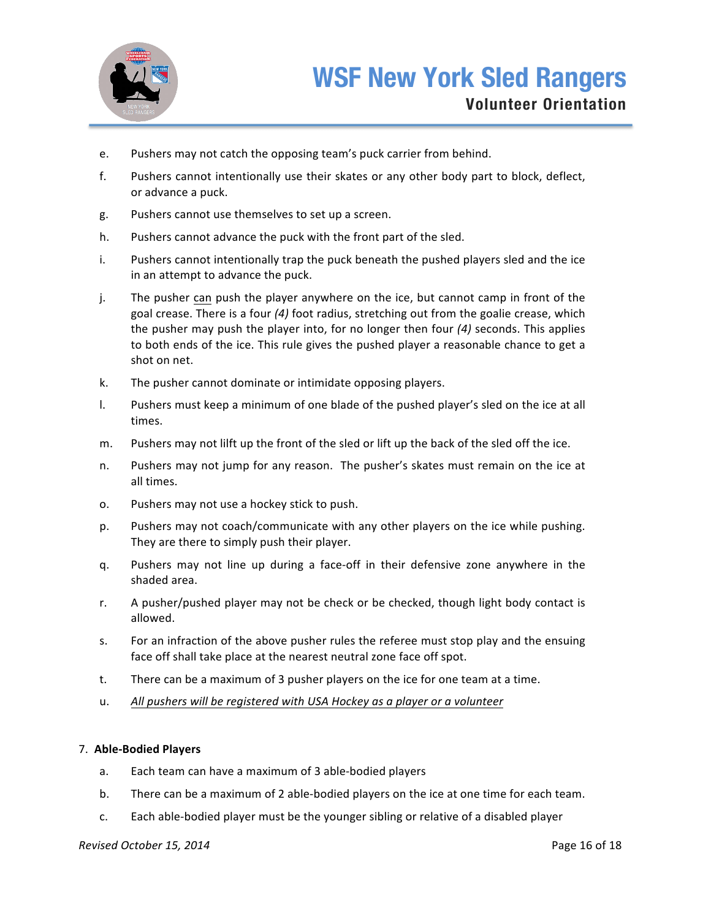e. Pushers may not catch the opposing team's puck carrier from behind.

f. Pushers cannot intentionally use their skates or any other body part to block, deflect, or advance a puck.

g. Pushers cannot use themselves to set up a screen.

h. Pushers cannot advance the puck with the front part of the sled.

i. Pushers cannot intentionally trap the puck beneath the pushed players sled and the ice in an attempt to advance the puck.

j. The pusher <u>can</u> push the player anywhere on the ice, but cannot camp in front of the goal crease. There is a four *(4)* foot radius, stretching out from the goalie crease, which the pusher may push the player into, for no longer then four *(4)* seconds. This applies to both ends of the ice. This rule gives the pushed player a reasonable chance to get a shot on net.

k. The pusher cannot dominate or intimidate opposing players.

l. Pushers must keep a minimum of one blade of the pushed player's sled on the ice at all times.

m. Pushers may not lilft up the front of the sled or lift up the back of the sled off the ice.

n. Pushers may not jump for any reason. The pusher's skates must remain on the ice at all times.

o. Pushers may not use a hockey stick to push.

p. Pushers may not coach/communicate with any other players on the ice while pushing. They are there to simply push their player.

q. Pushers may not line up during a face-off in their defensive zone anywhere in the shaded area.

r. A pusher/pushed player may not be check or be checked, though light body contact is allowed.

s. For an infraction of the above pusher rules the referee must stop play and the ensuing face off shall take place at the nearest neutral zone face off spot.

t. There can be a maximum of 3 pusher players on the ice for one team at a time.

u. *<u>All pushers will be registered with USA Hockey as a player or a volunteer</u>*

7. **Able-Bodied Players**

a. Each team can have a maximum of 3 able-bodied players

b. There can be a maximum of 2 able-bodied players on the ice at one time for each team.

c. Each able-bodied player must be the younger sibling or relative of a disabled player

*Revised October 15, 2014*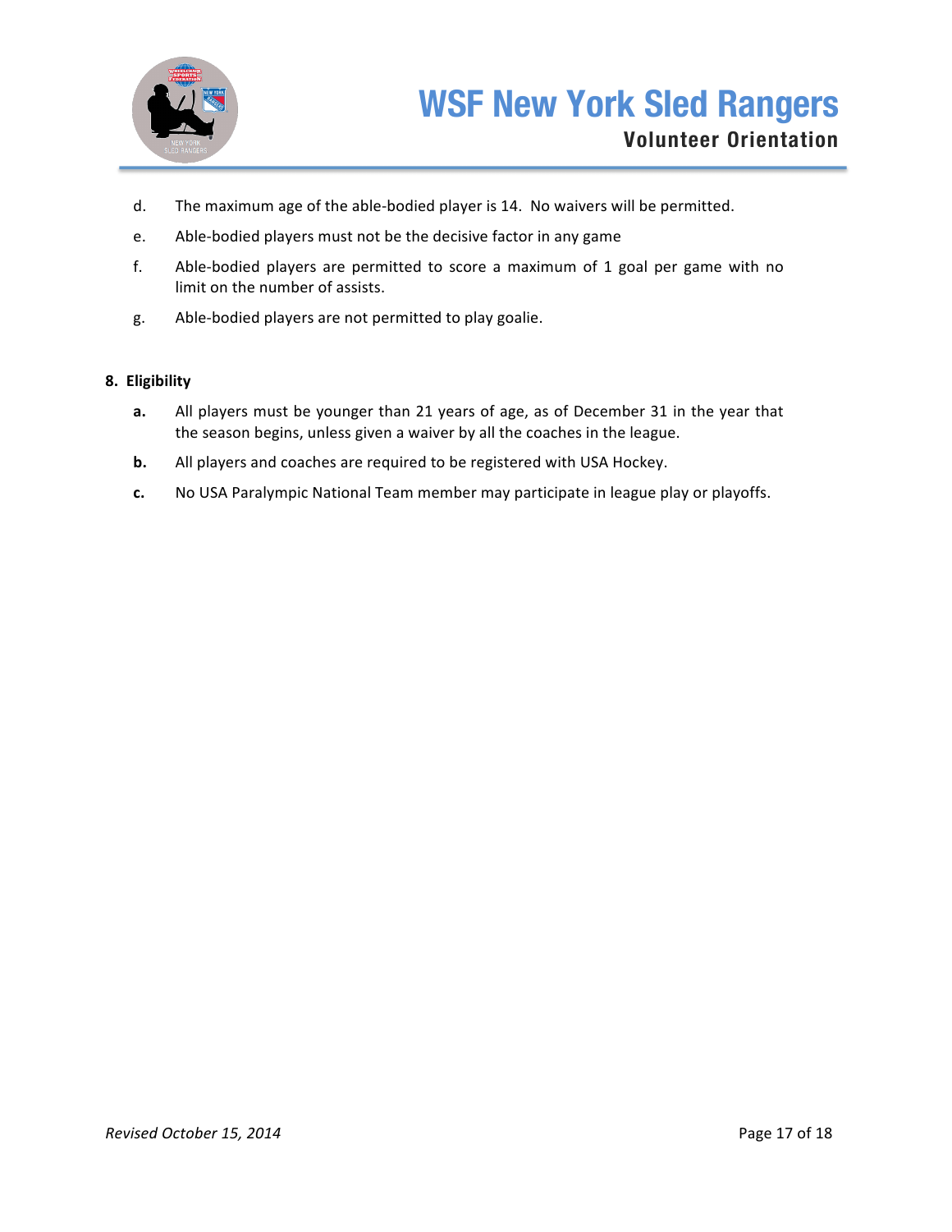d. The maximum age of the able-bodied player is 14. No waivers will be permitted.

e. Able-bodied players must not be the decisive factor in any game

f. Able-bodied players are permitted to score a maximum of 1 goal per game with no limit on the number of assists.

g. Able-bodied players are not permitted to play goalie.

**8. Eligibility**

**a.** All players must be younger than 21 years of age, as of December 31 in the year that the season begins, unless given a waiver by all the coaches in the league.

**b.** All players and coaches are required to be registered with USA Hockey.

**c.** No USA Paralympic National Team member may participate in league play or playoffs.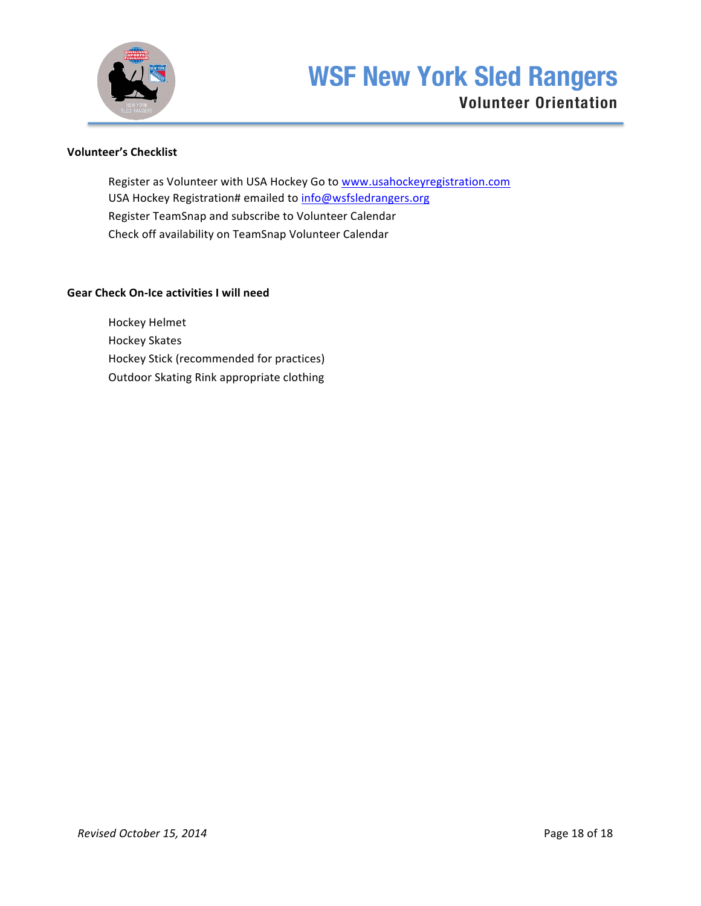**Volunteer's Checklist**

- Register as Volunteer with USA Hockey Go to www.usahockeyregistration.com
- USA Hockey Registration# emailed to info@wsfsledrangers.org
- Register TeamSnap and subscribe to Volunteer Calendar
- Check off availability on TeamSnap Volunteer Calendar

**Gear Check On-Ice activities I will need**

- Hockey Helmet
- Hockey Skates
- Hockey Stick (recommended for practices)
- Outdoor Skating Rink appropriate clothing